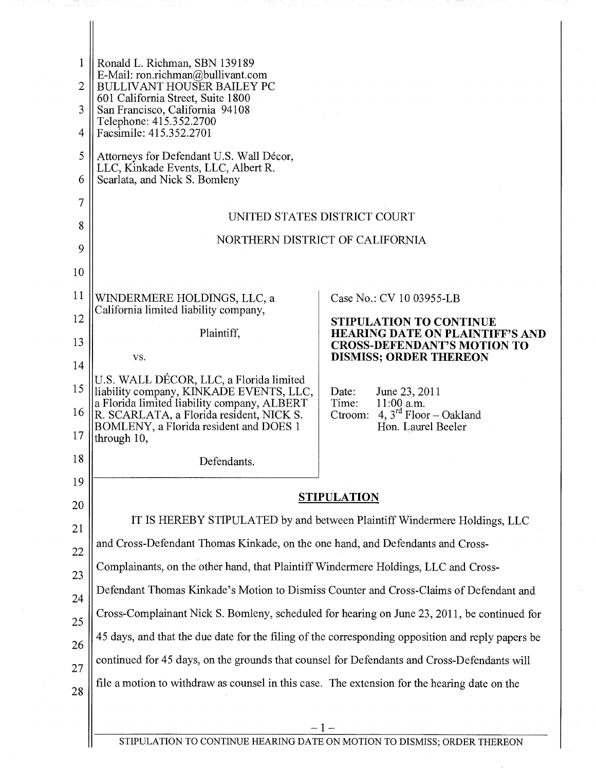Ronald L. Richman, SBN 139189
E-Mail: ron.richman@bullivant.com
BULLIVANT HOUSER BAILEY PC
601 California Street, Suite 1800
San Francisco, California 94108
Telephone: 415.352.2700
Facsimile: 415.352.2701

Attorneys for Defendant U.S. Wall Décor, LLC, Kinkade Events, LLC, Albert R. Scarlata, and Nick S. Bomleny

UNITED STATES DISTRICT COURT

NORTHERN DISTRICT OF CALIFORNIA

| | |
|---|---|
| WINDERMERE HOLDINGS, LLC, a California limited liability company,<br><br>Plaintiff,<br><br>vs.<br><br>U.S. WALL DÉCOR, LLC, a Florida limited liability company, KINKADE EVENTS, LLC, a Florida limited liability company, ALBERT R. SCARLATA, a Florida resident, NICK S. BOMLENY, a Florida resident and DOES 1 through 10,<br><br>Defendants. | Case No.: CV 10 03955-LB<br><br>**STIPULATION TO CONTINUE HEARING DATE ON PLAINTIFF'S AND CROSS-DEFENDANT'S MOTION TO DISMISS; ORDER THEREON**<br><br>Date: June 23, 2011<br>Time: 11:00 a.m.<br>Ctroom: 4, 3rd Floor – Oakland<br>Hon. Laurel Beeler |

**STIPULATION**

IT IS HEREBY STIPULATED by and between Plaintiff Windermere Holdings, LLC and Cross-Defendant Thomas Kinkade, on the one hand, and Defendants and Cross-Complainants, on the other hand, that Plaintiff Windermere Holdings, LLC and Cross-Defendant Thomas Kinkade's Motion to Dismiss Counter and Cross-Claims of Defendant and Cross-Complainant Nick S. Bomleny, scheduled for hearing on June 23, 2011, be continued for 45 days, and that the due date for the filing of the corresponding opposition and reply papers be continued for 45 days, on the grounds that counsel for Defendants and Cross-Defendants will file a motion to withdraw as counsel in this case. The extension for the hearing date on the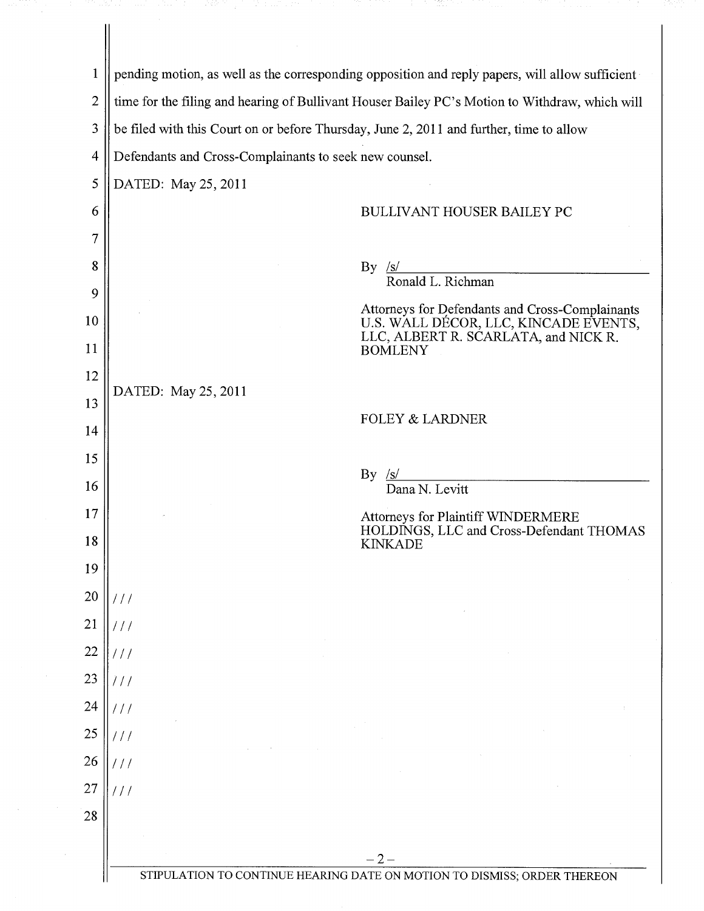pending motion, as well as the corresponding opposition and reply papers, will allow sufficient time for the filing and hearing of Bullivant Houser Bailey PC's Motion to Withdraw, which will be filed with this Court on or before Thursday, June 2, 2011 and further, time to allow Defendants and Cross-Complainants to seek new counsel.

DATED: May 25, 2011

BULLIVANT HOUSER BAILEY PC

By /s/
Ronald L. Richman

Attorneys for Defendants and Cross-Complainants U.S. WALL DÉCOR, LLC, KINCADE EVENTS, LLC, ALBERT R. SCARLATA, and NICK R. BOMLENY

DATED: May 25, 2011

FOLEY & LARDNER

By /s/
Dana N. Levitt

Attorneys for Plaintiff WINDERMERE HOLDINGS, LLC and Cross-Defendant THOMAS KINKADE

///
///
///
///
///
///
///
///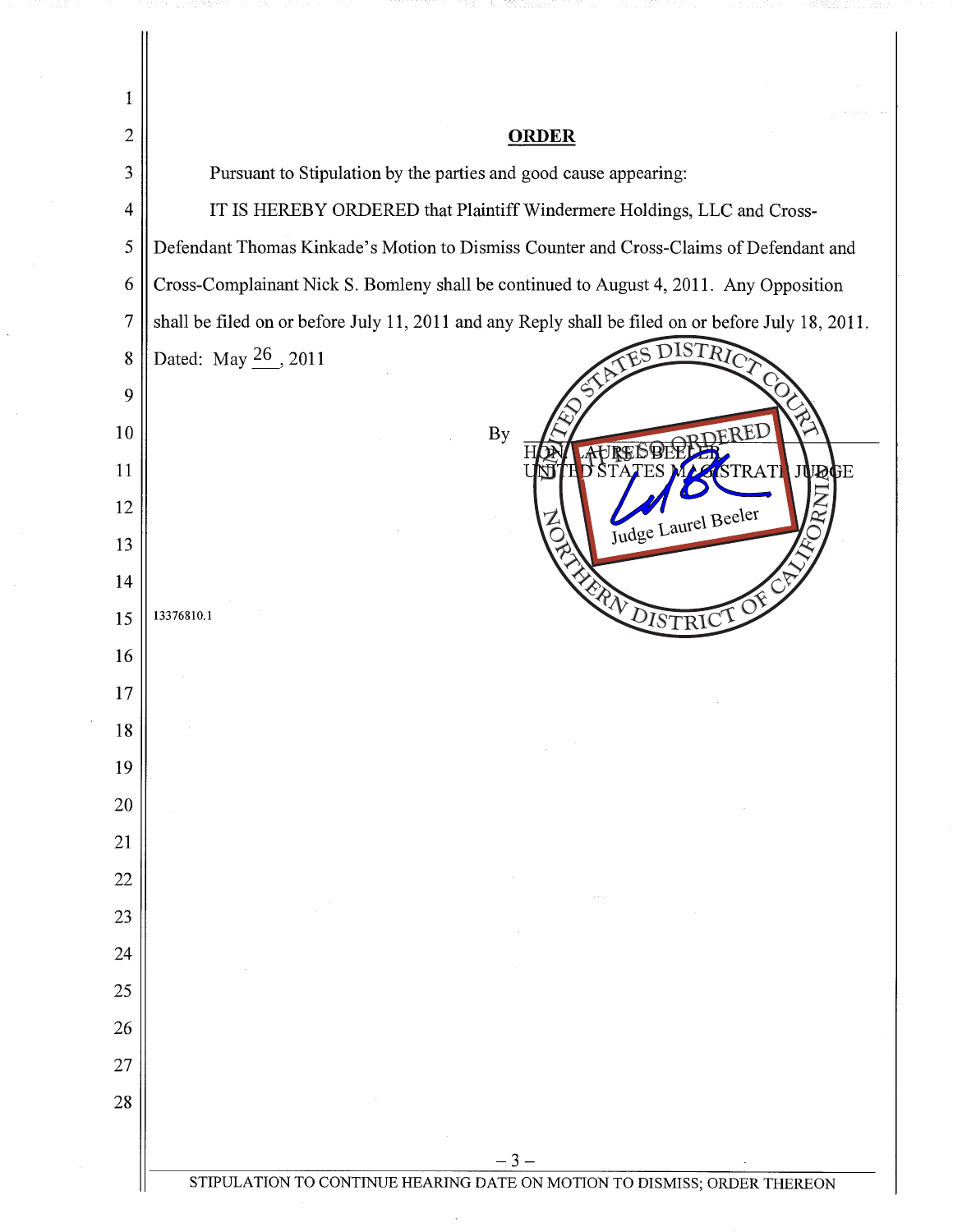## ORDER

Pursuant to Stipulation by the parties and good cause appearing:

IT IS HEREBY ORDERED that Plaintiff Windermere Holdings, LLC and Cross-Defendant Thomas Kinkade's Motion to Dismiss Counter and Cross-Claims of Defendant and Cross-Complainant Nick S. Bomleny shall be continued to August 4, 2011. Any Opposition shall be filed on or before July 11, 2011 and any Reply shall be filed on or before July 18, 2011.

Dated: May 26, 2011

By ______________________________
HON. LAUREL BEELER
UNITED STATES MAGISTRATE JUDGE

UNITED STATES DISTRICT COURT
NORTHERN DISTRICT OF CALIFORNIA
IT IS SO ORDERED
Judge Laurel Beeler

13376810.1

STIPULATION TO CONTINUE HEARING DATE ON MOTION TO DISMISS; ORDER THEREON